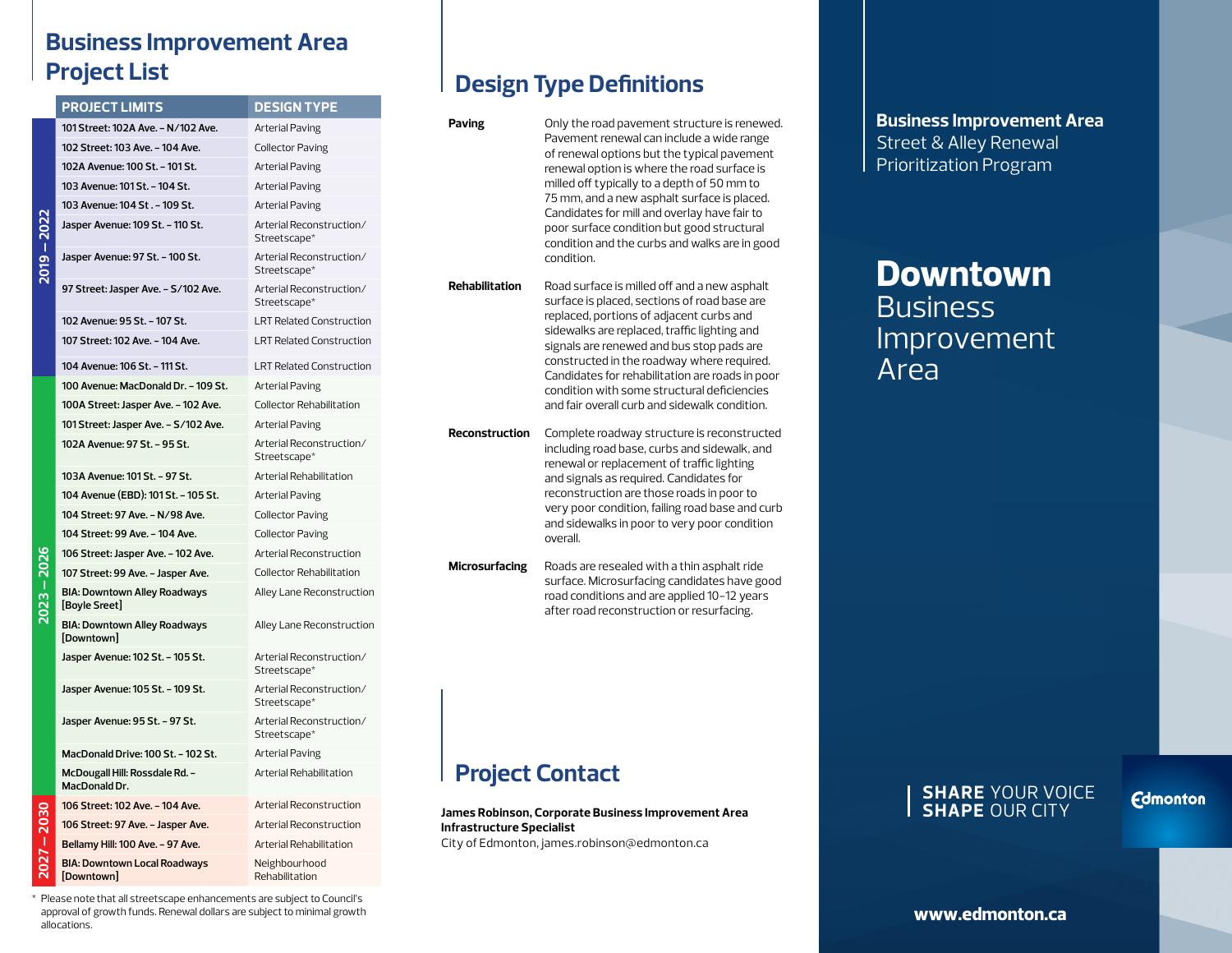# Business Improvement Area Project List

| | PROJECT LIMITS | DESIGN TYPE |
|---|---|---|
| 2019 – 2022 | 101 Street: 102A Ave. – N/102 Ave. | Arterial Paving |
| | 102 Street: 103 Ave. – 104 Ave. | Collector Paving |
| | 102A Avenue: 100 St. – 101 St. | Arterial Paving |
| | 103 Avenue: 101 St. – 104 St. | Arterial Paving |
| | 103 Avenue: 104 St . – 109 St. | Arterial Paving |
| | Jasper Avenue: 109 St. – 110 St. | Arterial Reconstruction/ Streetscape* |
| | Jasper Avenue: 97 St. – 100 St. | Arterial Reconstruction/ Streetscape* |
| | 97 Street: Jasper Ave. – S/102 Ave. | Arterial Reconstruction/ Streetscape* |
| | 102 Avenue: 95 St. – 107 St. | LRT Related Construction |
| | 107 Street: 102 Ave. – 104 Ave. | LRT Related Construction |
| | 104 Avenue: 106 St. – 111 St. | LRT Related Construction |
| 2023 – 2026 | 100 Avenue: MacDonald Dr. – 109 St. | Arterial Paving |
| | 100A Street: Jasper Ave. – 102 Ave. | Collector Rehabilitation |
| | 101 Street: Jasper Ave. – S/102 Ave. | Arterial Paving |
| | 102A Avenue: 97 St. – 95 St. | Arterial Reconstruction/ Streetscape* |
| | 103A Avenue: 101 St. – 97 St. | Arterial Rehabilitation |
| | 104 Avenue (EBD): 101 St. – 105 St. | Arterial Paving |
| | 104 Street: 97 Ave. – N/98 Ave. | Collector Paving |
| | 104 Street: 99 Ave. – 104 Ave. | Collector Paving |
| | 106 Street: Jasper Ave. – 102 Ave. | Arterial Reconstruction |
| | 107 Street: 99 Ave. – Jasper Ave. | Collector Rehabilitation |
| | BIA: Downtown Alley Roadways [Boyle Sreet] | Alley Lane Reconstruction |
| | BIA: Downtown Alley Roadways [Downtown] | Alley Lane Reconstruction |
| | Jasper Avenue: 102 St. – 105 St. | Arterial Reconstruction/ Streetscape* |
| | Jasper Avenue: 105 St. – 109 St. | Arterial Reconstruction/ Streetscape* |
| | Jasper Avenue: 95 St. – 97 St. | Arterial Reconstruction/ Streetscape* |
| | MacDonald Drive: 100 St. – 102 St. | Arterial Paving |
| | McDougall Hill: Rossdale Rd. – MacDonald Dr. | Arterial Rehabilitation |
| 2027 – 2030 | 106 Street: 102 Ave. – 104 Ave. | Arterial Reconstruction |
| | 106 Street: 97 Ave. – Jasper Ave. | Arterial Reconstruction |
| | Bellamy Hill: 100 Ave. – 97 Ave. | Arterial Rehabilitation |
| | BIA: Downtown Local Roadways [Downtown] | Neighbourhood Rehabilitation |

\* Please note that all streetscape enhancements are subject to Council's approval of growth funds. Renewal dollars are subject to minimal growth allocations.

# Design Type Definitions

**Paving** Only the road pavement structure is renewed. Pavement renewal can include a wide range of renewal options but the typical pavement renewal option is where the road surface is milled off typically to a depth of 50 mm to 75 mm, and a new asphalt surface is placed. Candidates for mill and overlay have fair to poor surface condition but good structural condition and the curbs and walks are in good condition.

**Rehabilitation** Road surface is milled off and a new asphalt surface is placed, sections of road base are replaced, portions of adjacent curbs and sidewalks are replaced, traffic lighting and signals are renewed and bus stop pads are constructed in the roadway where required. Candidates for rehabilitation are roads in poor condition with some structural deficiencies and fair overall curb and sidewalk condition.

**Reconstruction** Complete roadway structure is reconstructed including road base, curbs and sidewalk, and renewal or replacement of traffic lighting and signals as required. Candidates for reconstruction are those roads in poor to very poor condition, failing road base and curb and sidewalks in poor to very poor condition overall.

**Microsurfacing** Roads are resealed with a thin asphalt ride surface. Microsurfacing candidates have good road conditions and are applied 10–12 years after road reconstruction or resurfacing.

# Project Contact

**James Robinson, Corporate Business Improvement Area Infrastructure Specialist**
City of Edmonton, james.robinson@edmonton.ca

**Business Improvement Area**
Street & Alley Renewal Prioritization Program

# Downtown Business Improvement Area

**SHARE** YOUR VOICE
**SHAPE** OUR CITY

Edmonton

**www.edmonton.ca**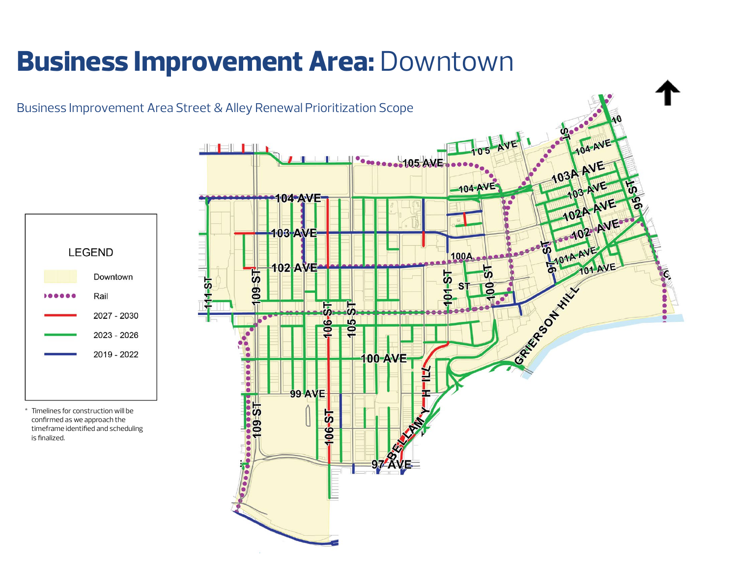# Business Improvement Area: Downtown

Business Improvement Area Street & Alley Renewal Prioritization Scope

LEGEND

Downtown

Rail

2027 - 2030

2023 - 2026

2019 - 2022

\* Timelines for construction will be confirmed as we approach the timeframe identified and scheduling is finalized.

105 AVE
105 AVE
104 AVE
104 AVE
104 AVE
103A AVE
103 AVE
103 AVE
102A AVE
102 AVE
102 AVE
101A AVE
101 AVE
100A
100 AVE
99 AVE
97 AVE
111 ST
109 ST
109 ST
106 ST
106 ST
105 ST
101 ST
100 ST
97 ST
95 ST
ST
BELLAMY HILL
GRIERSON HILL